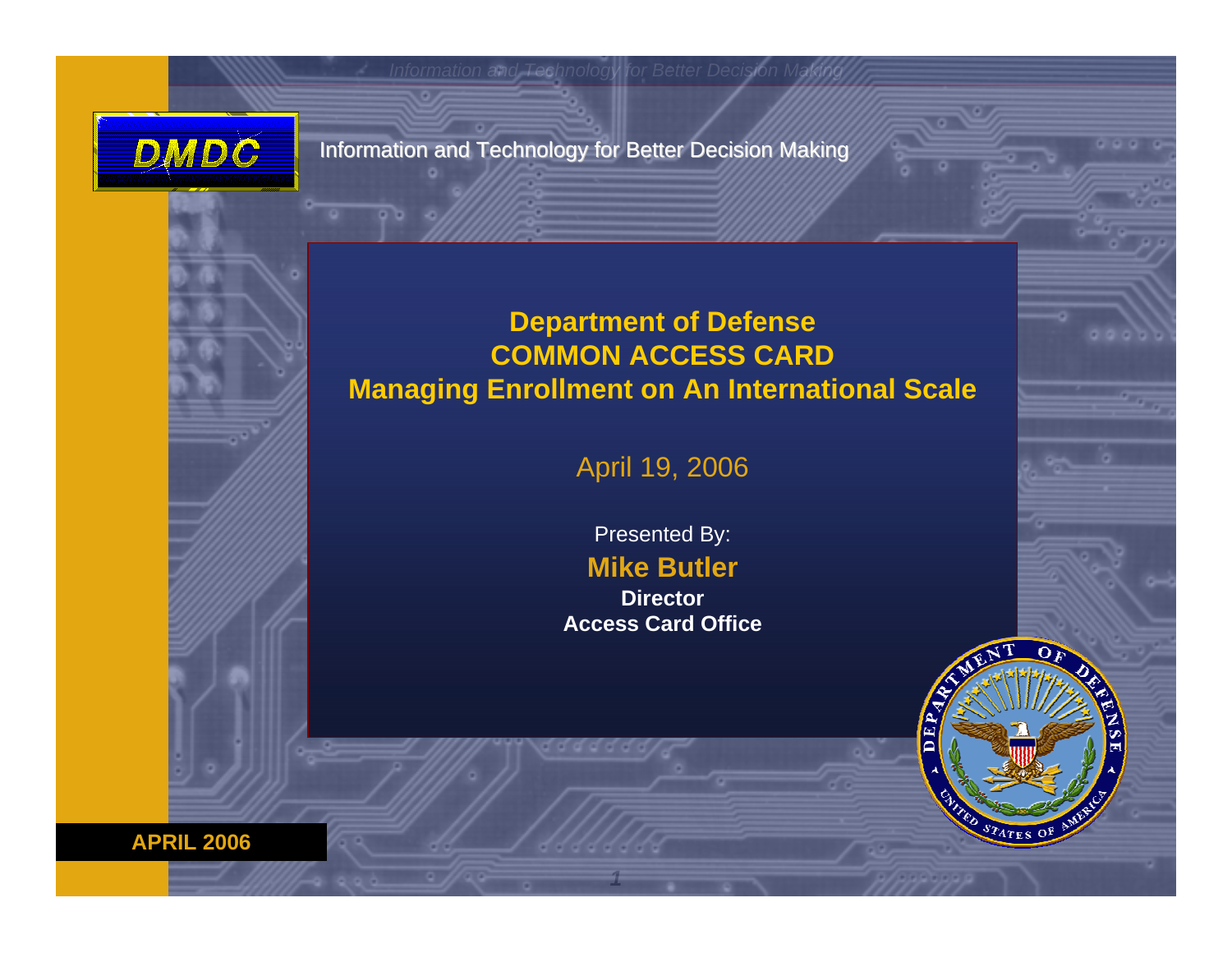Information and Technology for Better Decision Making

# Department of Defense COMMON ACCESS CARD Managing Enrollment on An International Scale

April 19, 2006

Presented By:

**Mike Butler**

**Director**
**Access Card Office**

**APRIL 2006**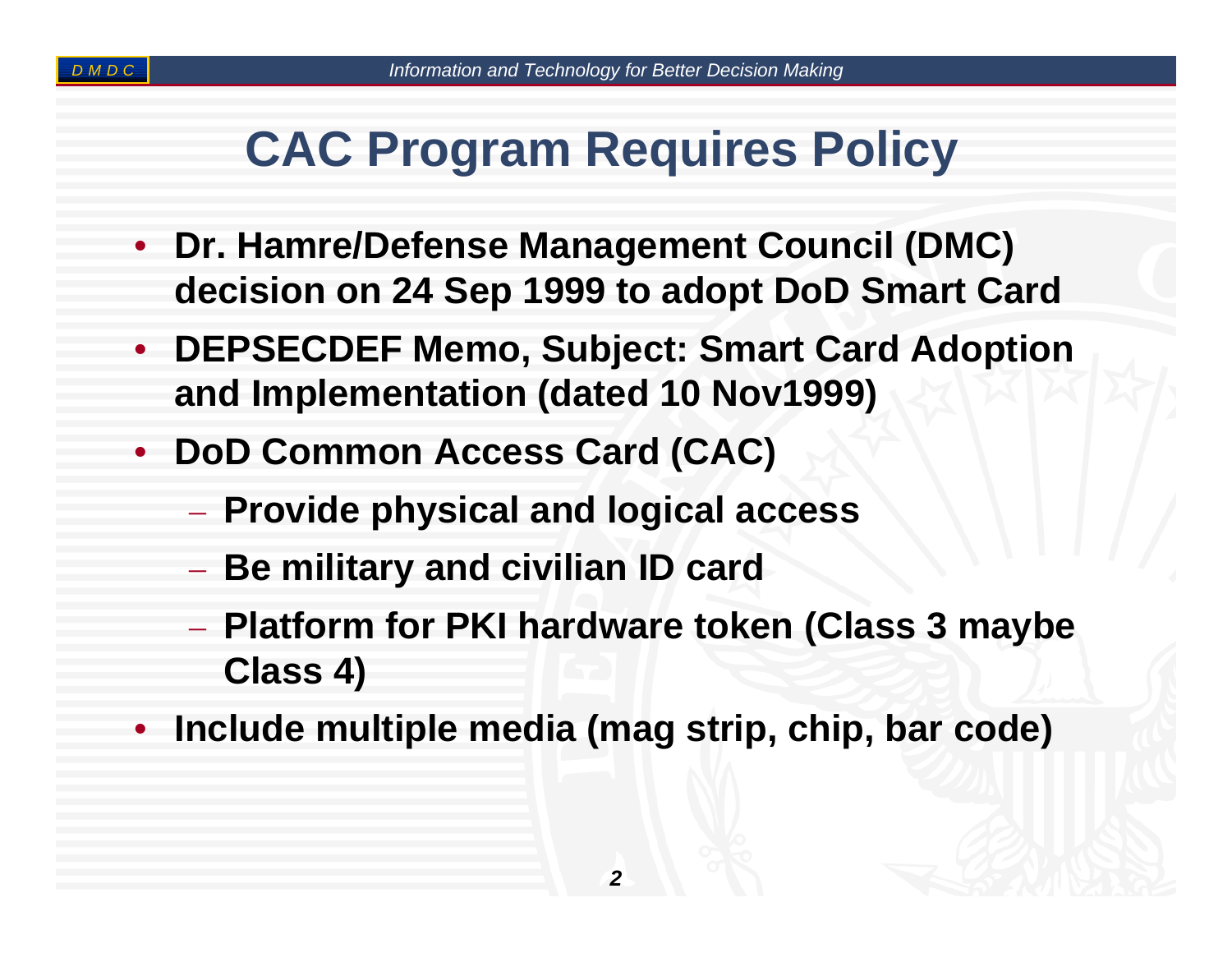# CAC Program Requires Policy

- **Dr. Hamre/Defense Management Council (DMC) decision on 24 Sep 1999 to adopt DoD Smart Card**
- **DEPSECDEF Memo, Subject: Smart Card Adoption and Implementation (dated 10 Nov1999)**
- **DoD Common Access Card (CAC)**
  - **Provide physical and logical access**
  - **Be military and civilian ID card**
  - **Platform for PKI hardware token (Class 3 maybe Class 4)**
- **Include multiple media (mag strip, chip, bar code)**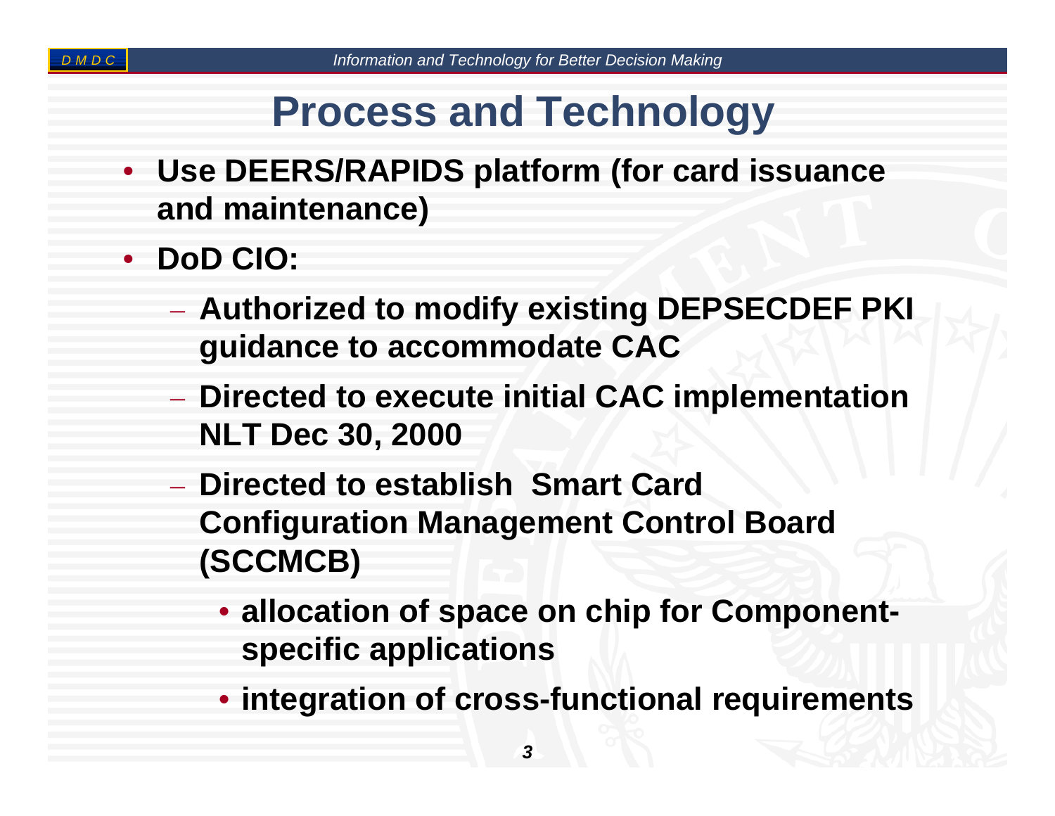# Process and Technology

- **Use DEERS/RAPIDS platform (for card issuance and maintenance)**
- **DoD CIO:**
  - **Authorized to modify existing DEPSECDEF PKI guidance to accommodate CAC**
  - **Directed to execute initial CAC implementation NLT Dec 30, 2000**
  - **Directed to establish Smart Card Configuration Management Control Board (SCCMCB)**
    - **allocation of space on chip for Component-specific applications**
    - **integration of cross-functional requirements**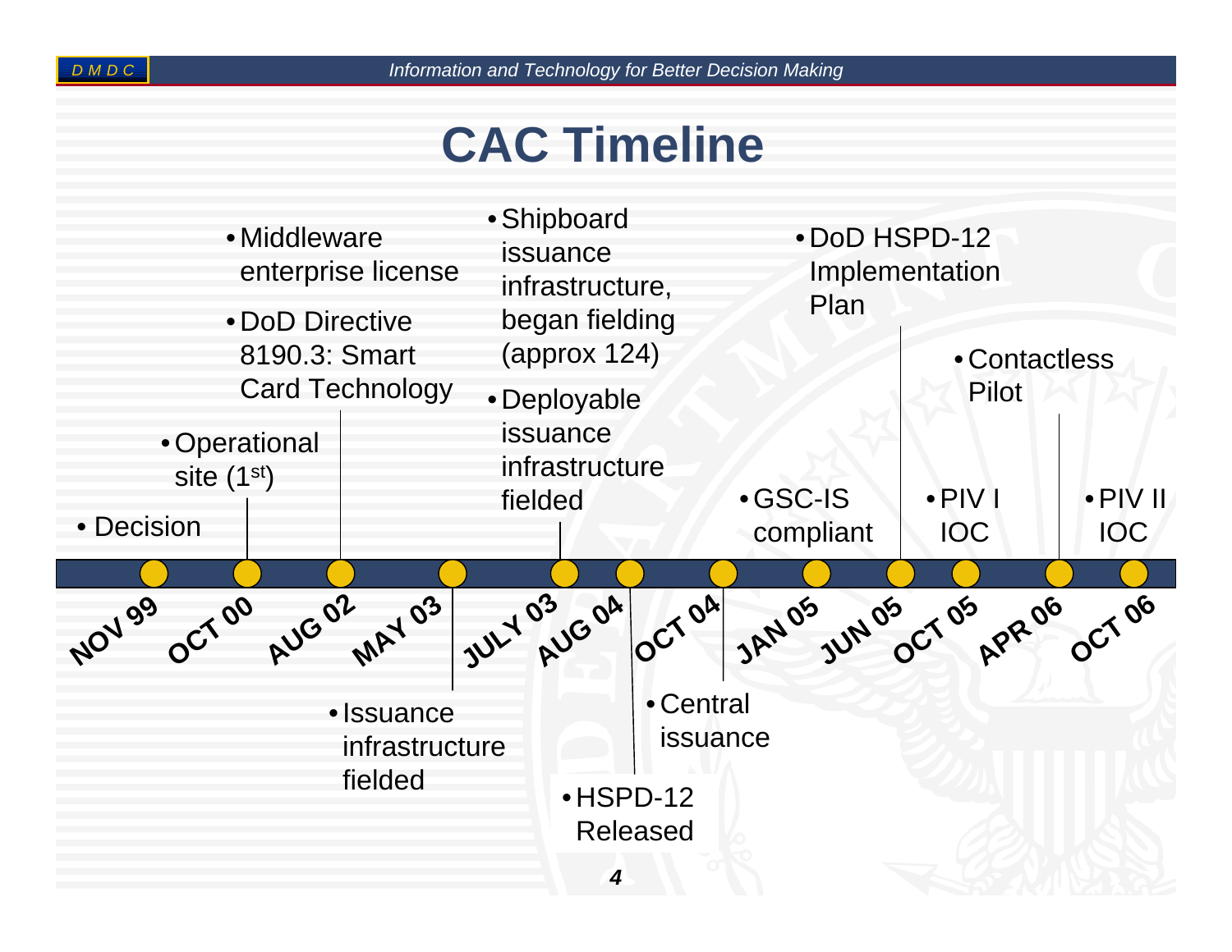# CAC Timeline

- **NOV 99**
  - Decision
- **OCT 00**
  - Operational site (1st)
- **AUG 02**
  - Middleware enterprise license
  - DoD Directive 8190.3: Smart Card Technology
- **MAY 03**
  - Issuance infrastructure fielded
- **JULY 03**
  - Shipboard issuance infrastructure, began fielding (approx 124)
  - Deployable issuance infrastructure fielded
- **AUG 04**
  - HSPD-12 Released
- **OCT 04**
  - Central issuance
- **JAN 05**
  - GSC-IS compliant
- **JUN 05**
  - DoD HSPD-12 Implementation Plan
- **OCT 05**
  - PIV I IOC
- **APR 06**
  - Contactless Pilot
- **OCT 06**
  - PIV II IOC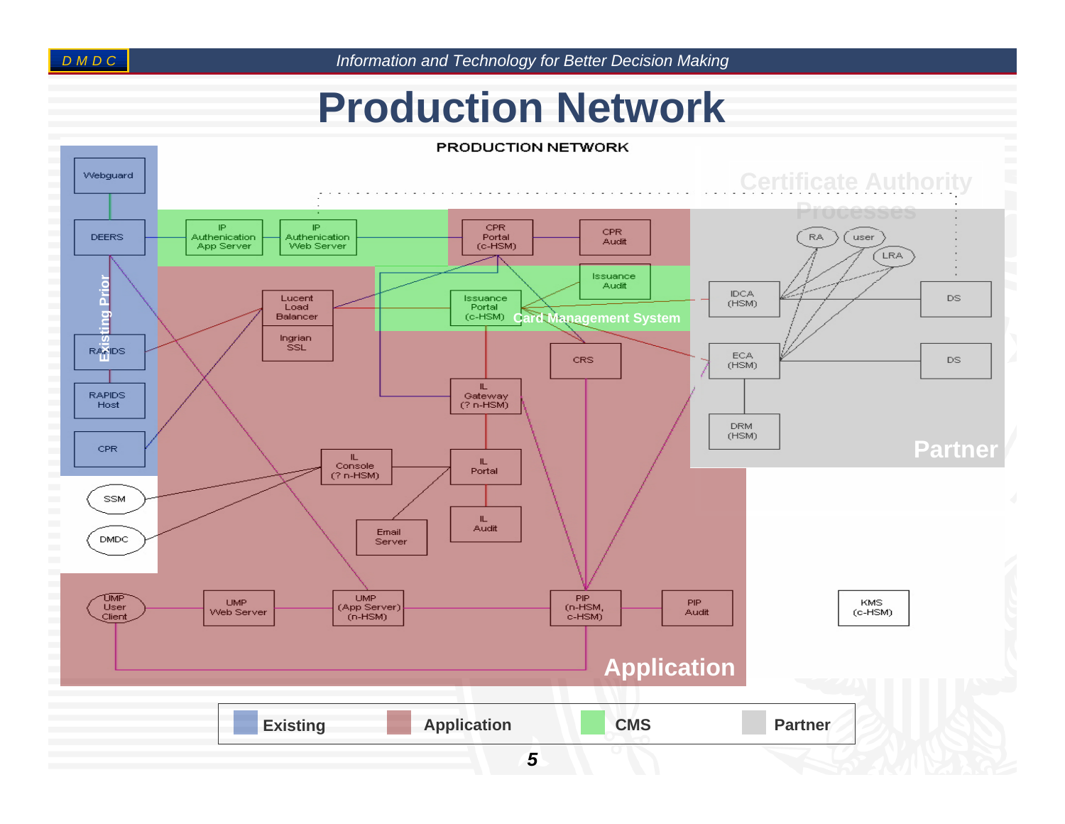# Production Network

PRODUCTION NETWORK

**Existing Prior**

- Webguard
- DEERS
- RAPIDS
- RAPIDS Host
- CPR

**CMS**

- IP Authentication App Server
- IP Authentication Web Server
- Issuance Audit
- Issuance Portal (c-HSM)
- Card Management System

**Application**

- CPR Portal (c-HSM)
- CPR Audit
- Lucent Load Balancer
- Ingrian SSL
- CRS
- IL Gateway (? n-HSM)
- IL Console (? n-HSM)
- IL Portal
- IL Audit
- Email Server
- SSM
- DMDC
- UMP User Client
- UMP Web Server
- UMP (App Server) (n-HSM)
- PIP (n-HSM, c-HSM)
- PIP Audit

**Certificate Authority Processes**

**Partner**

- RA
- user
- LRA
- IDCA (HSM)
- ECA (HSM)
- DRM (HSM)
- DS
- DS

KMS (c-HSM)

| Existing | Application | CMS | Partner |
|---|---|---|---|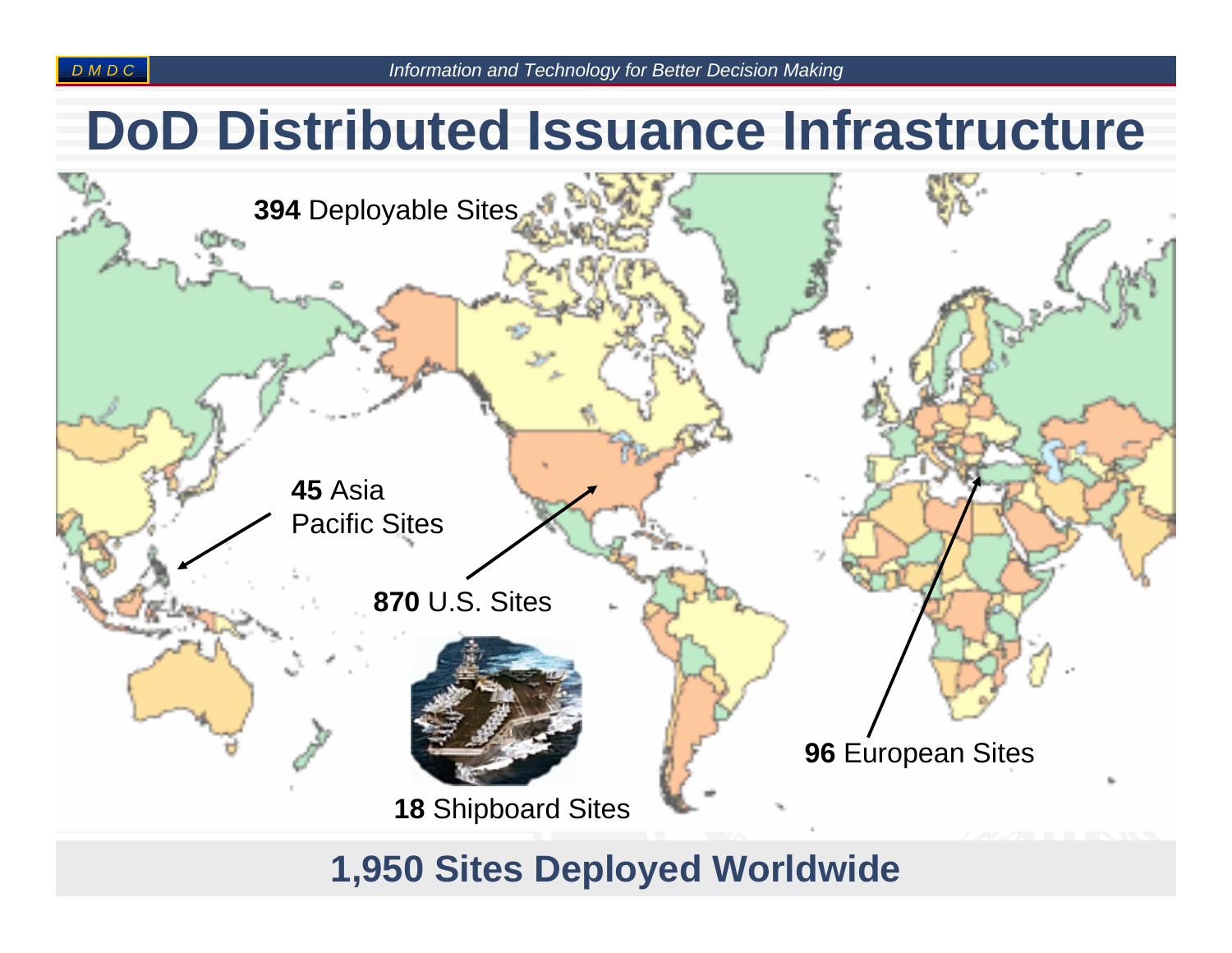# DoD Distributed Issuance Infrastructure

**394** Deployable Sites

**45** Asia Pacific Sites

**870** U.S. Sites

**96** European Sites

**18** Shipboard Sites

**1,950 Sites Deployed Worldwide**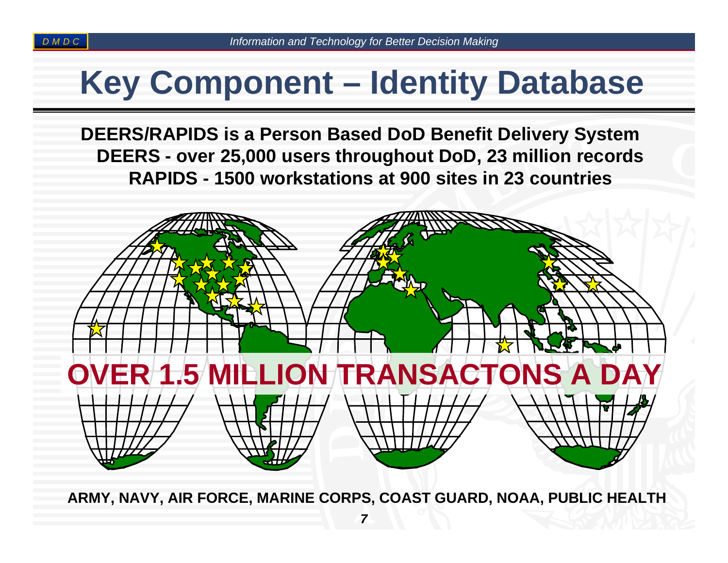# Key Component – Identity Database

**DEERS/RAPIDS is a Person Based DoD Benefit Delivery System**

**DEERS - over 25,000 users throughout DoD, 23 million records**

**RAPIDS - 1500 workstations at 900 sites in 23 countries**

**OVER 1.5 MILLION TRANSACTONS A DAY**

**ARMY, NAVY, AIR FORCE, MARINE CORPS, COAST GUARD, NOAA, PUBLIC HEALTH**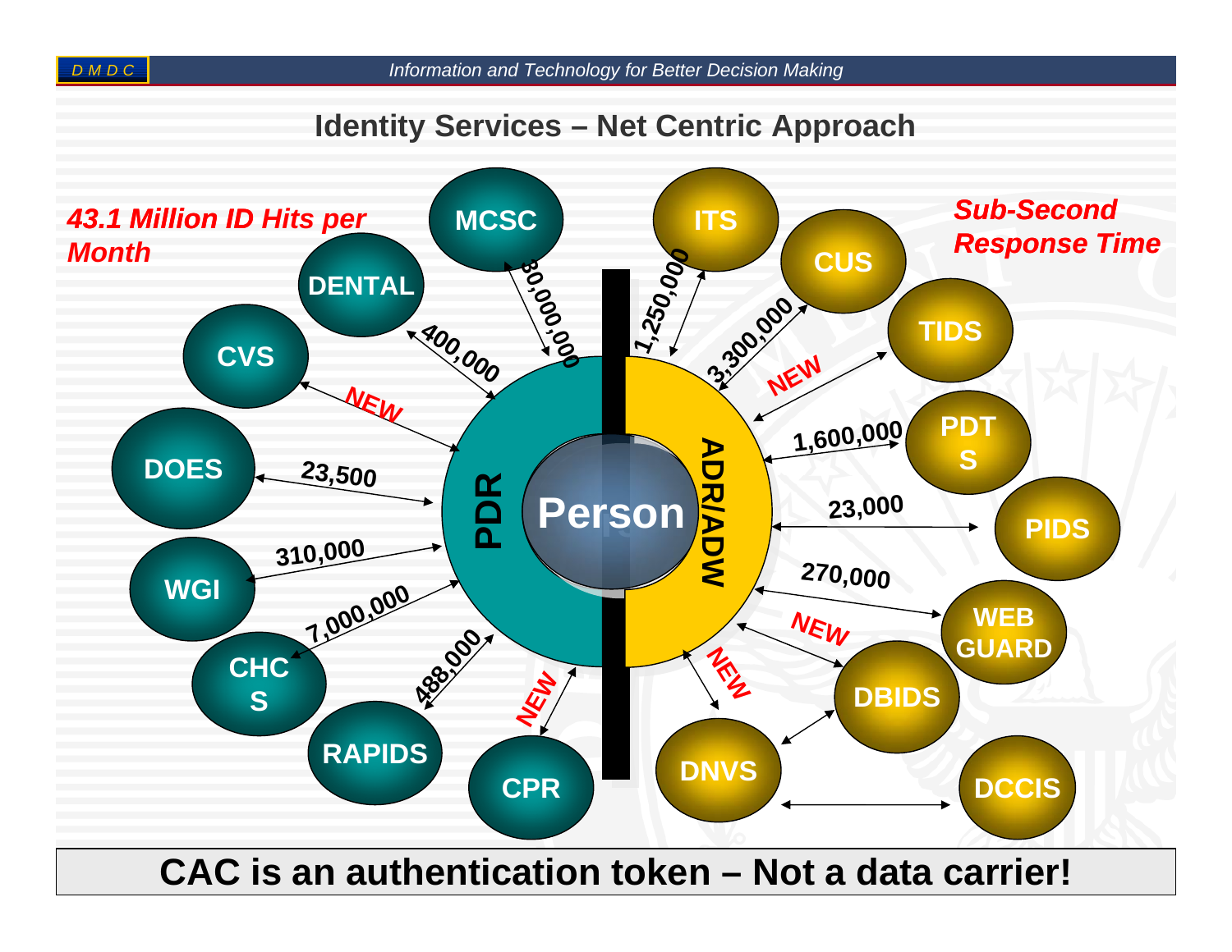## Identity Services – Net Centric Approach

*43.1 Million ID Hits per Month*

*Sub-Second Response Time*

**Person**

**PDR** (left half):

- MCSC – 30,000,000
- DENTAL – 400,000
- CVS – NEW
- DOES – 23,500
- WGI – 310,000
- CHCS – 7,000,000
- RAPIDS – 488,000
- CPR – NEW

**ADR/ADW** (right half):

- ITS – 1,250,000
- CUS – 3,300,000
- TIDS – NEW
- PDTS – 1,600,000
- PIDS – 23,000
- WEB GUARD – 270,000
- DBIDS – NEW
- DNVS – NEW
- DCCIS

**CAC is an authentication token – Not a data carrier!**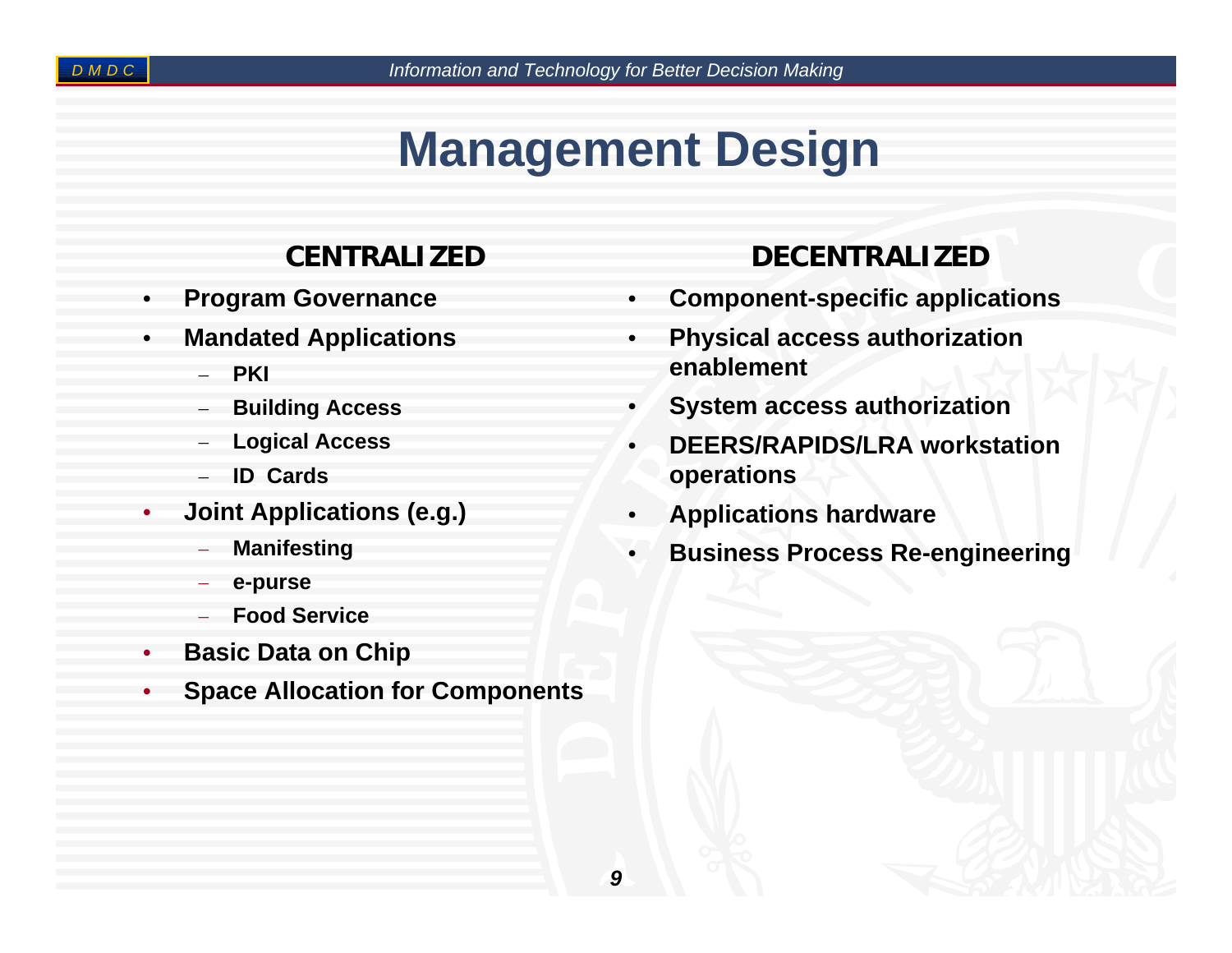# Management Design

## CENTRALIZED

- Program Governance
- Mandated Applications
  - PKI
  - Building Access
  - Logical Access
  - ID Cards
- Joint Applications (e.g.)
  - Manifesting
  - e-purse
  - Food Service
- Basic Data on Chip
- Space Allocation for Components

## DECENTRALIZED

- Component-specific applications
- Physical access authorization enablement
- System access authorization
- DEERS/RAPIDS/LRA workstation operations
- Applications hardware
- Business Process Re-engineering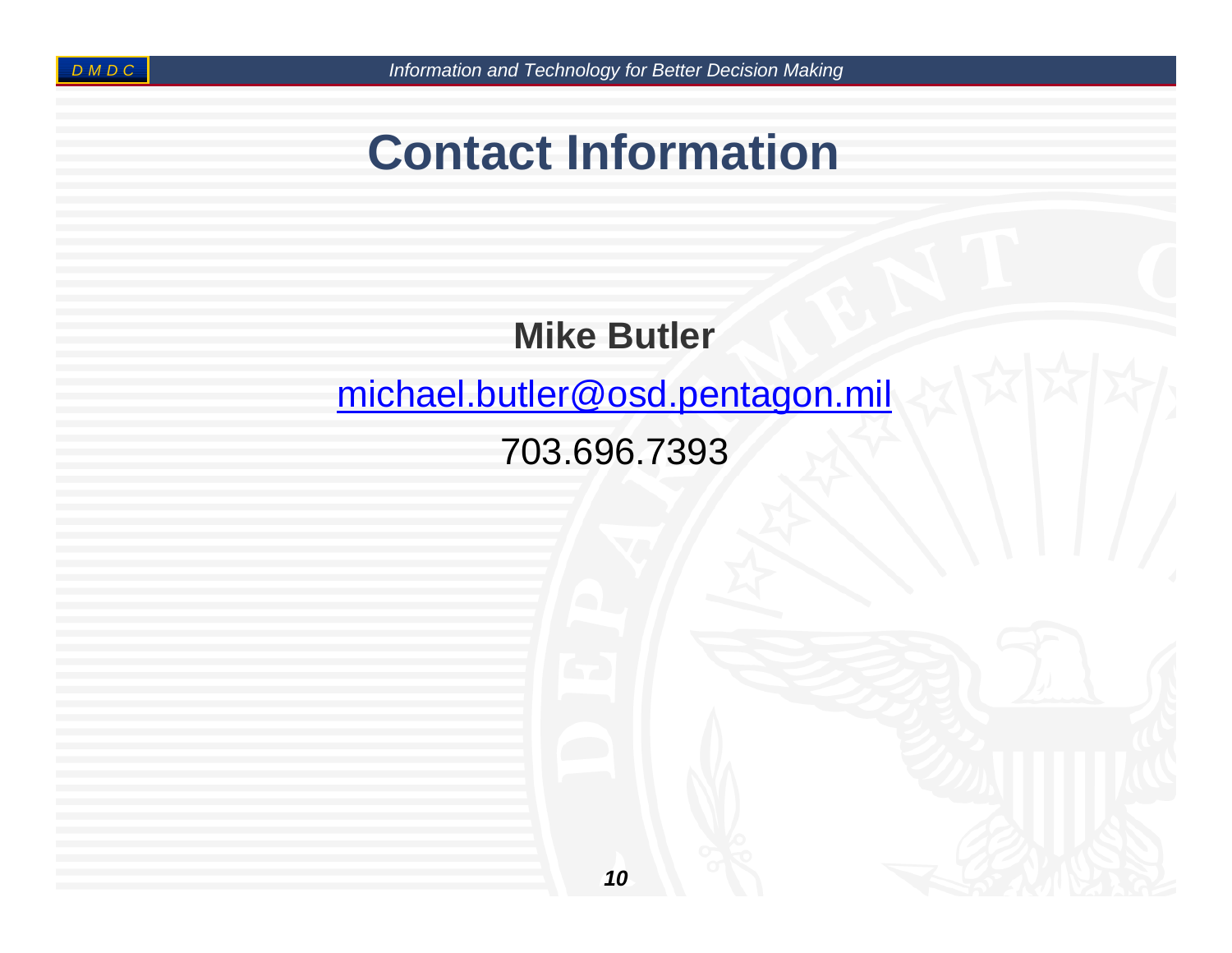# Contact Information

**Mike Butler**

[michael.butler@osd.pentagon.mil](mailto:michael.butler@osd.pentagon.mil)

703.696.7393